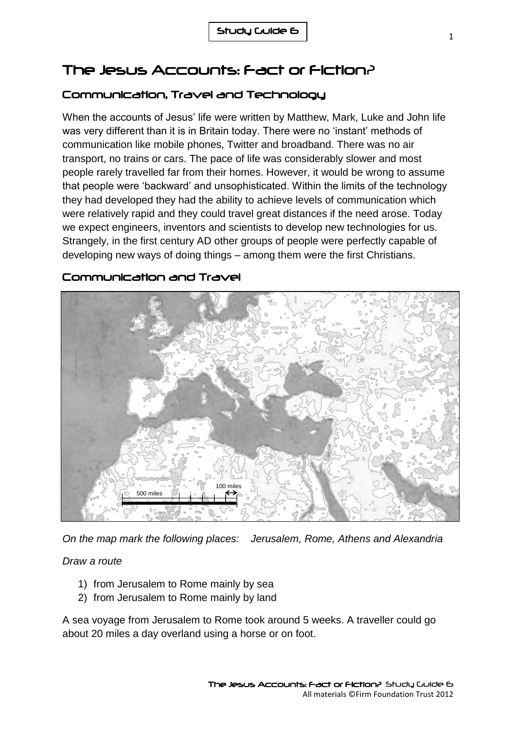Study Guide 6

# The Jesus Accounts: Fact or Fiction?

## Communication, Travel and Technology

When the accounts of Jesus' life were written by Matthew, Mark, Luke and John life was very different than it is in Britain today. There were no 'instant' methods of communication like mobile phones, Twitter and broadband. There was no air transport, no trains or cars. The pace of life was considerably slower and most people rarely travelled far from their homes. However, it would be wrong to assume that people were 'backward' and unsophisticated. Within the limits of the technology they had developed they had the ability to achieve levels of communication which were relatively rapid and they could travel great distances if the need arose. Today we expect engineers, inventors and scientists to develop new technologies for us. Strangely, in the first century AD other groups of people were perfectly capable of developing new ways of doing things – among them were the first Christians.

## Communication and Travel

500 miles

100 miles

*On the map mark the following places: Jerusalem, Rome, Athens and Alexandria*

*Draw a route*

1) from Jerusalem to Rome mainly by sea
2) from Jerusalem to Rome mainly by land

A sea voyage from Jerusalem to Rome took around 5 weeks. A traveller could go about 20 miles a day overland using a horse or on foot.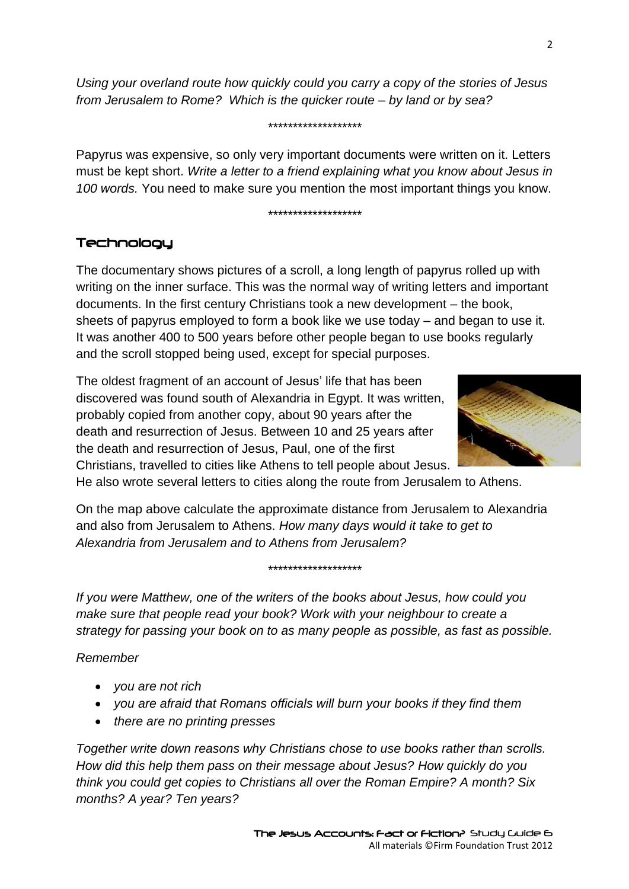*Using your overland route how quickly could you carry a copy of the stories of Jesus from Jerusalem to Rome? Which is the quicker route – by land or by sea?*

*******************

Papyrus was expensive, so only very important documents were written on it. Letters must be kept short. *Write a letter to a friend explaining what you know about Jesus in 100 words.* You need to make sure you mention the most important things you know.

*******************

## Technology

The documentary shows pictures of a scroll, a long length of papyrus rolled up with writing on the inner surface. This was the normal way of writing letters and important documents. In the first century Christians took a new development – the book, sheets of papyrus employed to form a book like we use today – and began to use it. It was another 400 to 500 years before other people began to use books regularly and the scroll stopped being used, except for special purposes.

The oldest fragment of an account of Jesus' life that has been discovered was found south of Alexandria in Egypt. It was written, probably copied from another copy, about 90 years after the death and resurrection of Jesus. Between 10 and 25 years after the death and resurrection of Jesus, Paul, one of the first Christians, travelled to cities like Athens to tell people about Jesus. He also wrote several letters to cities along the route from Jerusalem to Athens.

On the map above calculate the approximate distance from Jerusalem to Alexandria and also from Jerusalem to Athens. *How many days would it take to get to Alexandria from Jerusalem and to Athens from Jerusalem?*

*******************

*If you were Matthew, one of the writers of the books about Jesus, how could you make sure that people read your book? Work with your neighbour to create a strategy for passing your book on to as many people as possible, as fast as possible.*

*Remember*

- *you are not rich*
- *you are afraid that Romans officials will burn your books if they find them*
- *there are no printing presses*

*Together write down reasons why Christians chose to use books rather than scrolls. How did this help them pass on their message about Jesus? How quickly do you think you could get copies to Christians all over the Roman Empire? A month? Six months? A year? Ten years?*